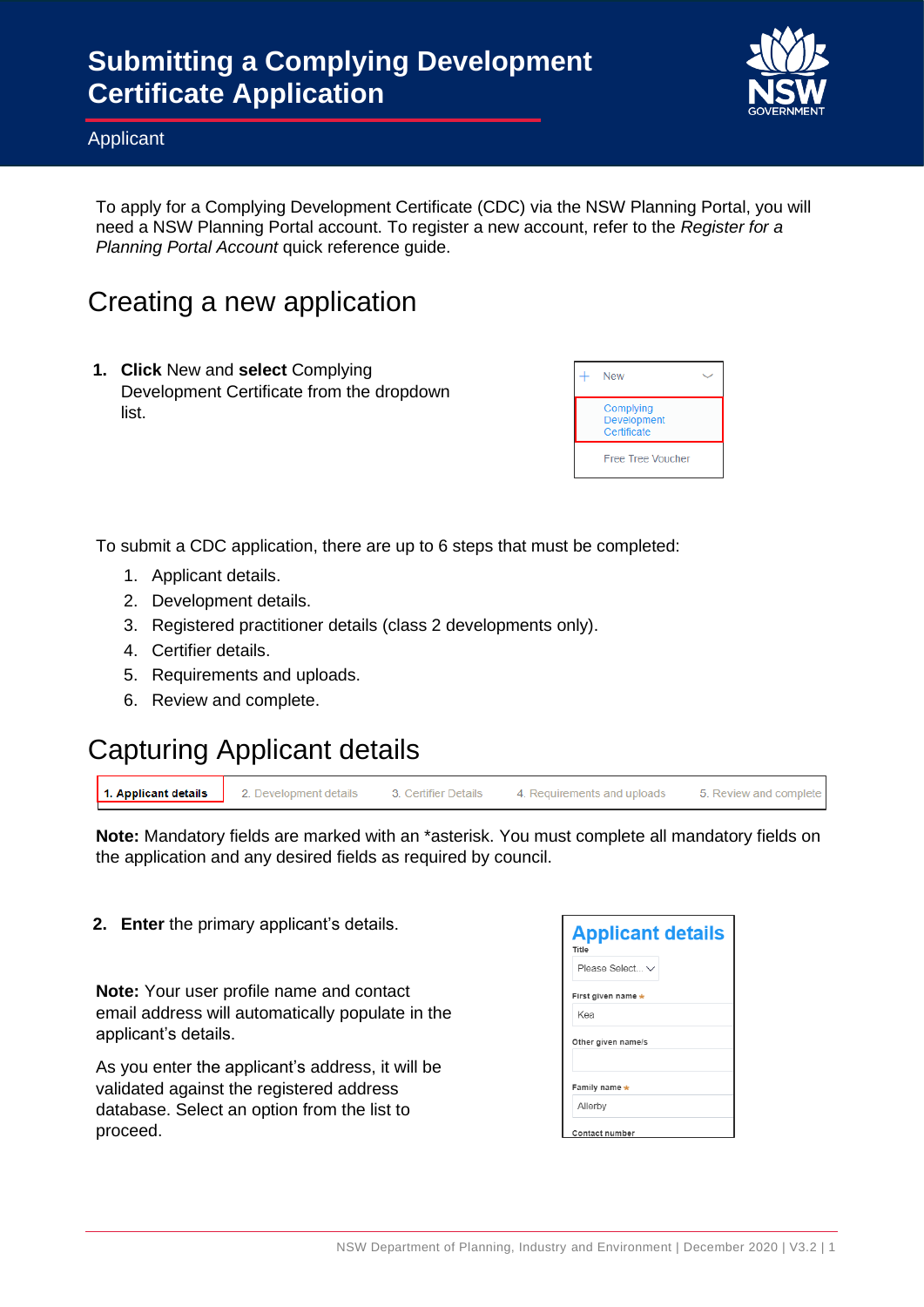# Submitting a Complying Development Certificate Application

Applicant

To apply for a Complying Development Certificate (CDC) via the NSW Planning Portal, you will need a NSW Planning Portal account. To register a new account, refer to the *Register for a Planning Portal Account* quick reference guide.

## Creating a new application

1. **Click** New and **select** Complying Development Certificate from the dropdown list.

To submit a CDC application, there are up to 6 steps that must be completed:

1. Applicant details.
2. Development details.
3. Registered practitioner details (class 2 developments only).
4. Certifier details.
5. Requirements and uploads.
6. Review and complete.

## Capturing Applicant details

**Note:** Mandatory fields are marked with an *asterisk. You must complete all mandatory fields on the application and any desired fields as required by council.

2. **Enter** the primary applicant's details.

**Note:** Your user profile name and contact email address will automatically populate in the applicant's details.

As you enter the applicant's address, it will be validated against the registered address database. Select an option from the list to proceed.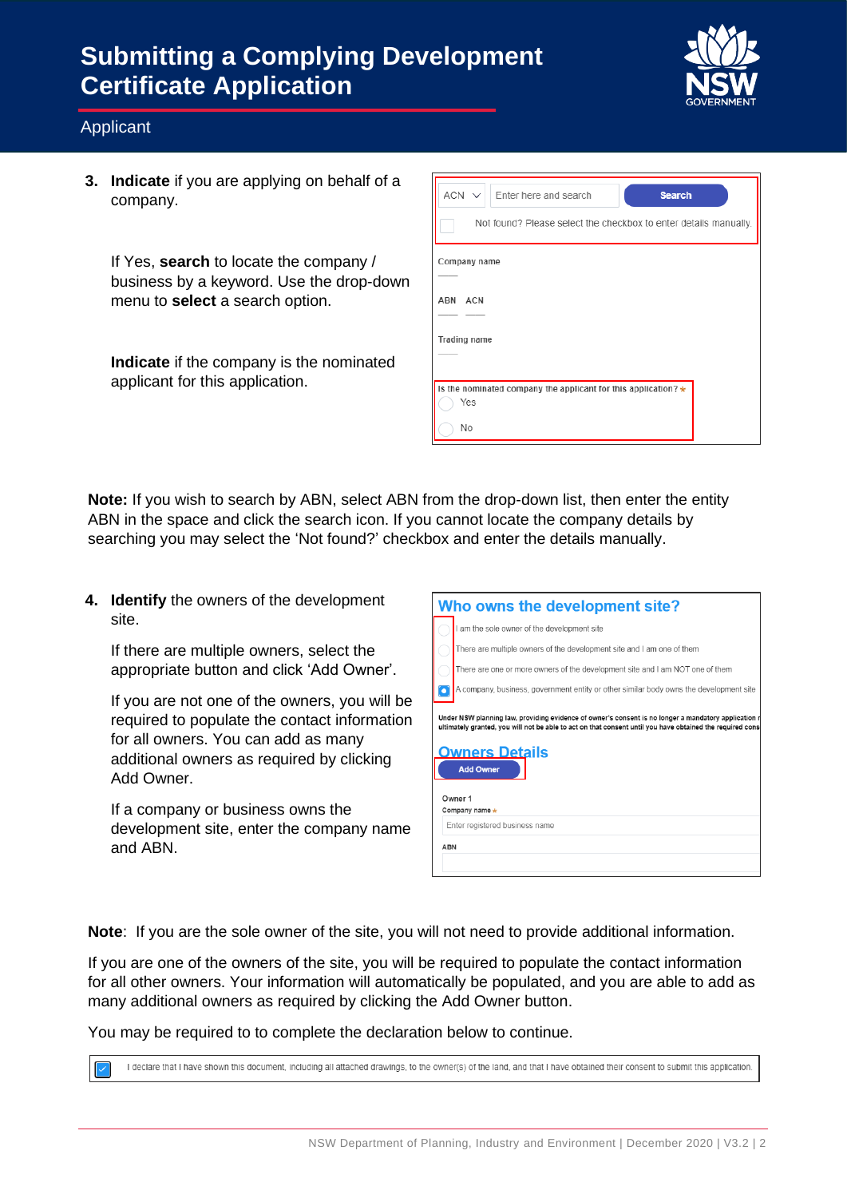# Submitting a Complying Development Certificate Application

## Applicant

3. **Indicate** if you are applying on behalf of a company.

   If Yes, **search** to locate the company / business by a keyword. Use the drop-down menu to **select** a search option.

   **Indicate** if the company is the nominated applicant for this application.

**Note:** If you wish to search by ABN, select ABN from the drop-down list, then enter the entity ABN in the space and click the search icon. If you cannot locate the company details by searching you may select the 'Not found?' checkbox and enter the details manually.

4. **Identify** the owners of the development site.

   If there are multiple owners, select the appropriate button and click 'Add Owner'.

   If you are not one of the owners, you will be required to populate the contact information for all owners. You can add as many additional owners as required by clicking Add Owner.

   If a company or business owns the development site, enter the company name and ABN.

**Note**: If you are the sole owner of the site, you will not need to provide additional information.

If you are one of the owners of the site, you will be required to populate the contact information for all other owners. Your information will automatically be populated, and you are able to add as many additional owners as required by clicking the Add Owner button.

You may be required to to complete the declaration below to continue.

- [x] I declare that I have shown this document, including all attached drawings, to the owner(s) of the land, and that I have obtained their consent to submit this application.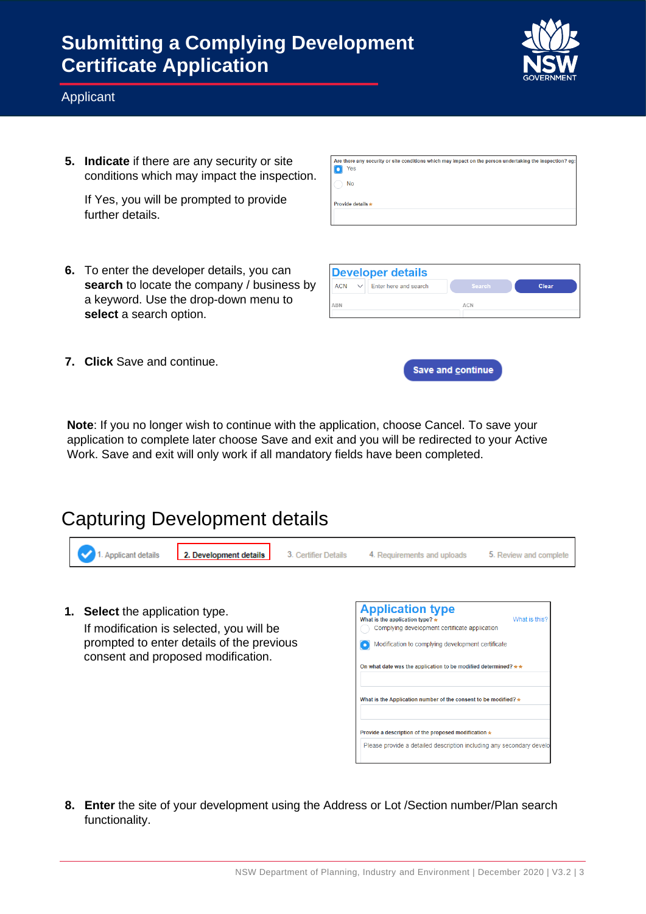5. **Indicate** if there are any security or site conditions which may impact the inspection.

   If Yes, you will be prompted to provide further details.

6. To enter the developer details, you can **search** to locate the company / business by a keyword. Use the drop-down menu to **select** a search option.

7. **Click** Save and continue.

**Note**: If you no longer wish to continue with the application, choose Cancel. To save your application to complete later choose Save and exit and you will be redirected to your Active Work. Save and exit will only work if all mandatory fields have been completed.

## Capturing Development details

1. **Select** the application type.

   If modification is selected, you will be prompted to enter details of the previous consent and proposed modification.

8. **Enter** the site of your development using the Address or Lot /Section number/Plan search functionality.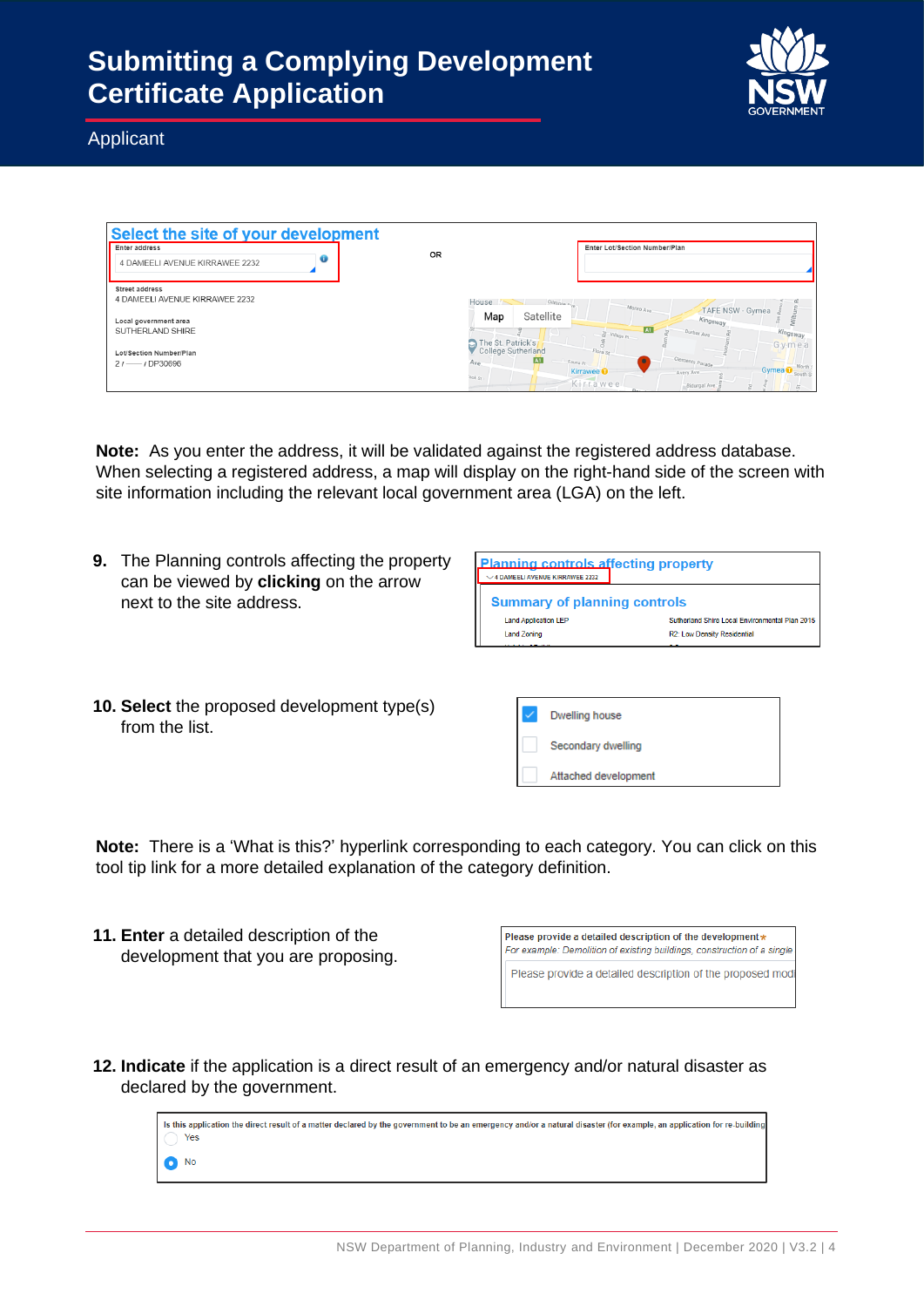# Submitting a Complying Development Certificate Application

Applicant

**Note:** As you enter the address, it will be validated against the registered address database. When selecting a registered address, a map will display on the right-hand side of the screen with site information including the relevant local government area (LGA) on the left.

9. The Planning controls affecting the property can be viewed by **clicking** on the arrow next to the site address.

10. **Select** the proposed development type(s) from the list.

**Note:** There is a 'What is this?' hyperlink corresponding to each category. You can click on this tool tip link for a more detailed explanation of the category definition.

11. **Enter** a detailed description of the development that you are proposing.

12. **Indicate** if the application is a direct result of an emergency and/or natural disaster as declared by the government.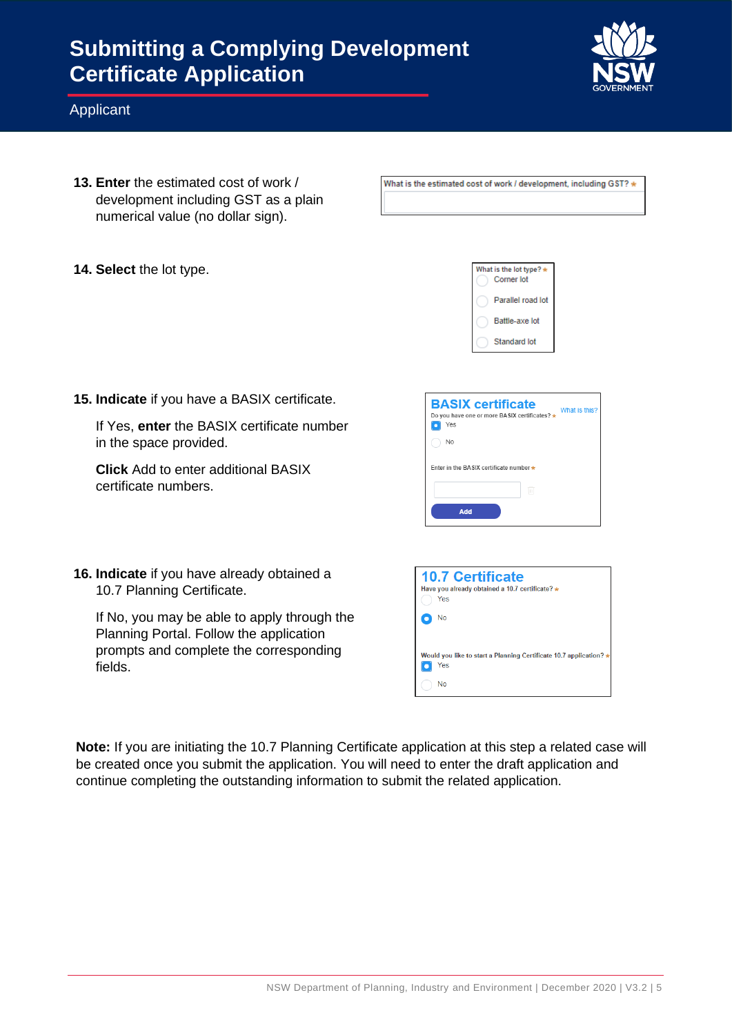**13. Enter** the estimated cost of work / development including GST as a plain numerical value (no dollar sign).

What is the estimated cost of work / development, including GST? *

**14. Select** the lot type.

What is the lot type? *
- Corner lot
- Parallel road lot
- Battle-axe lot
- Standard lot

**15. Indicate** if you have a BASIX certificate.

If Yes, **enter** the BASIX certificate number in the space provided.

**Click** Add to enter additional BASIX certificate numbers.

**BASIX certificate**

What is this?

Do you have one or more BASIX certificates? *
- Yes
- No

Enter in the BASIX certificate number *

Add

**16. Indicate** if you have already obtained a 10.7 Planning Certificate.

If No, you may be able to apply through the Planning Portal. Follow the application prompts and complete the corresponding fields.

**10.7 Certificate**

Have you already obtained a 10.7 certificate? *
- Yes
- No

Would you like to start a Planning Certificate 10.7 application? *
- Yes
- No

**Note:** If you are initiating the 10.7 Planning Certificate application at this step a related case will be created once you submit the application. You will need to enter the draft application and continue completing the outstanding information to submit the related application.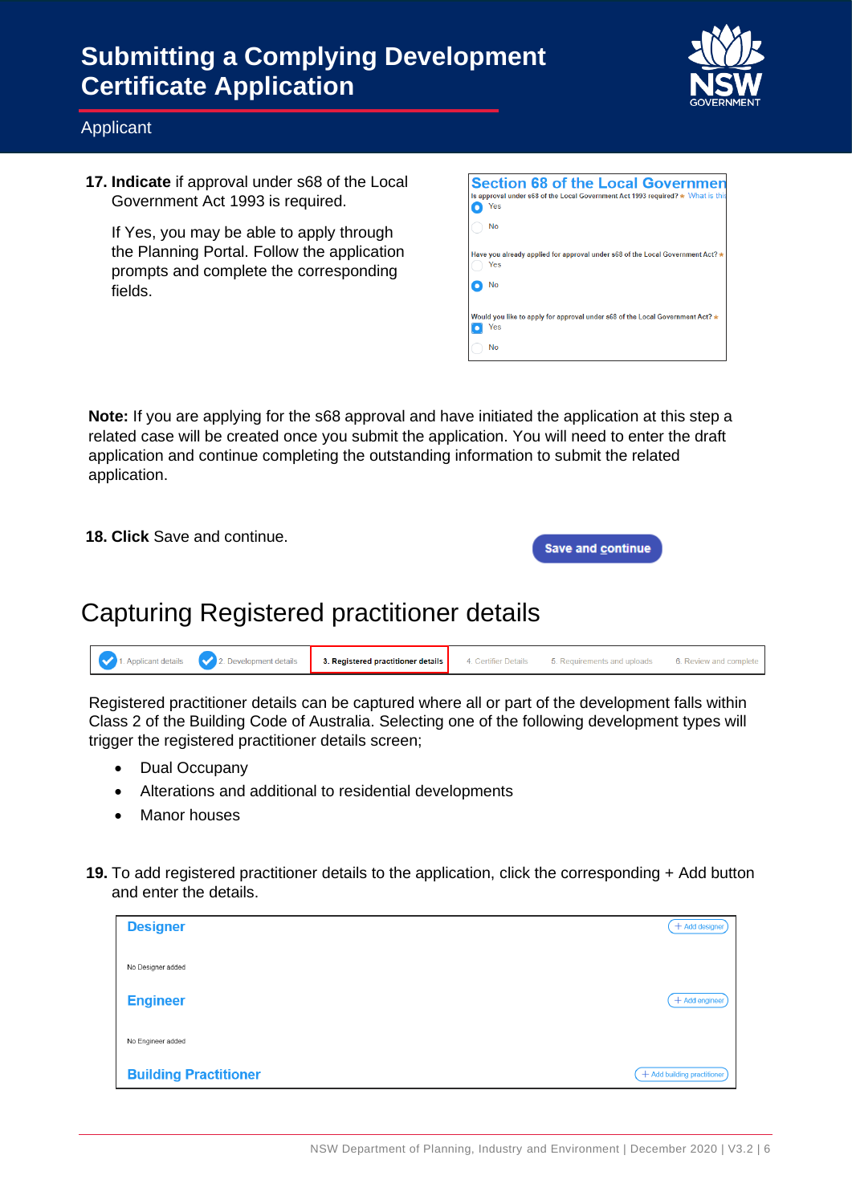**17. Indicate** if approval under s68 of the Local Government Act 1993 is required.

If Yes, you may be able to apply through the Planning Portal. Follow the application prompts and complete the corresponding fields.

**Note:** If you are applying for the s68 approval and have initiated the application at this step a related case will be created once you submit the application. You will need to enter the draft application and continue completing the outstanding information to submit the related application.

**18. Click** Save and continue.

## Capturing Registered practitioner details

Registered practitioner details can be captured where all or part of the development falls within Class 2 of the Building Code of Australia. Selecting one of the following development types will trigger the registered practitioner details screen;

- Dual Occupany
- Alterations and additional to residential developments
- Manor houses

**19.** To add registered practitioner details to the application, click the corresponding + Add button and enter the details.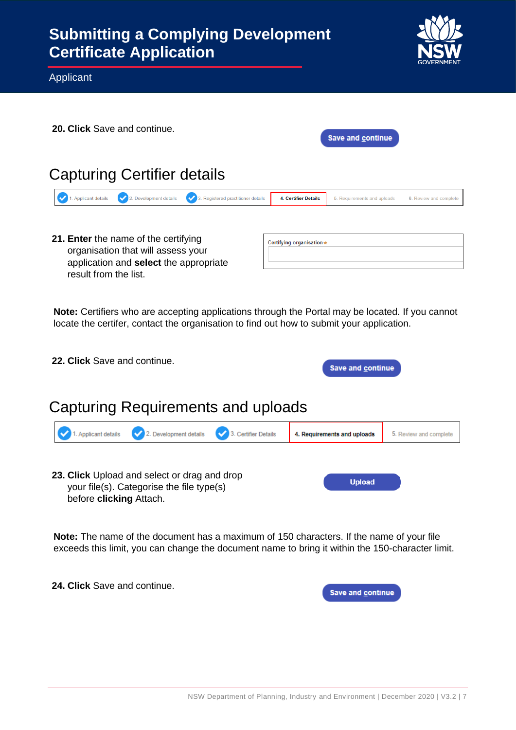**20. Click** Save and continue.

Save and continue

## Capturing Certifier details

1. Applicant details 2. Development details 3. Registered practitioner details **4. Certifier Details** 5. Requirements and uploads 6. Review and complete

**21. Enter** the name of the certifying organisation that will assess your application and **select** the appropriate result from the list.

Certifying organisation *

**Note:** Certifiers who are accepting applications through the Portal may be located. If you cannot locate the certifer, contact the organisation to find out how to submit your application.

**22. Click** Save and continue.

Save and continue

## Capturing Requirements and uploads

1. Applicant details 2. Development details 3. Certifier Details **4. Requirements and uploads** 5. Review and complete

**23. Click** Upload and select or drag and drop your file(s). Categorise the file type(s) before **clicking** Attach.

Upload

**Note:** The name of the document has a maximum of 150 characters. If the name of your file exceeds this limit, you can change the document name to bring it within the 150-character limit.

**24. Click** Save and continue.

Save and continue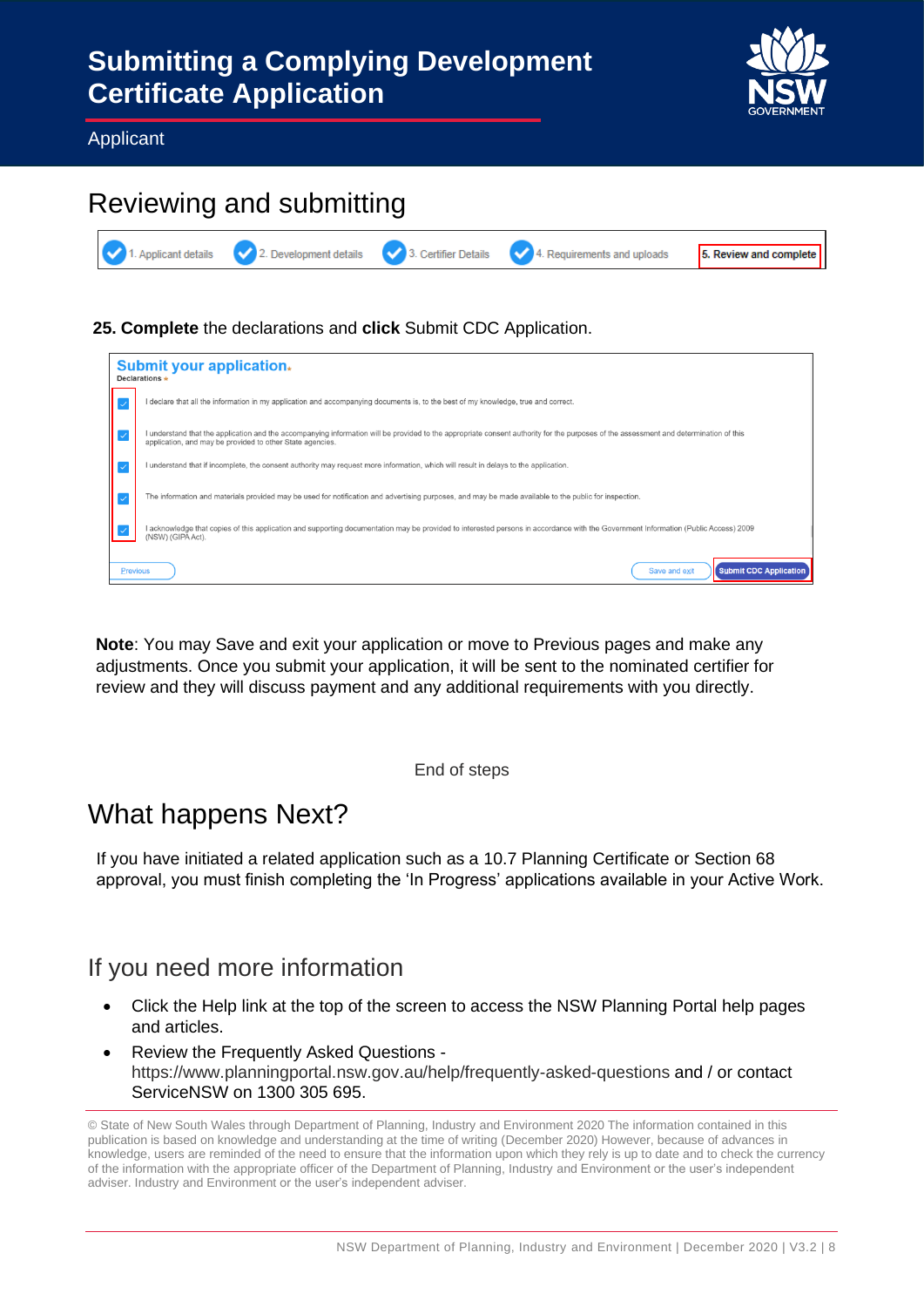# Submitting a Complying Development Certificate Application

Applicant

## Reviewing and submitting

1. Applicant details 2. Development details 3. Certifier Details 4. Requirements and uploads **5. Review and complete**

**25. Complete** the declarations and **click** Submit CDC Application.

**Submit your application.**

Declarations *

- I declare that all the information in my application and accompanying documents is, to the best of my knowledge, true and correct.
- I understand that the application and the accompanying information will be provided to the appropriate consent authority for the purposes of the assessment and determination of this application, and may be provided to other State agencies.
- I understand that if incomplete, the consent authority may request more information, which will result in delays to the application.
- The information and materials provided may be used for notification and advertising purposes, and may be made available to the public for inspection.
- I acknowledge that copies of this application and supporting documentation may be provided to interested persons in accordance with the Government Information (Public Access) 2009 (NSW) (GIPA Act).

Previous | Save and exit | Submit CDC Application

**Note**: You may Save and exit your application or move to Previous pages and make any adjustments. Once you submit your application, it will be sent to the nominated certifier for review and they will discuss payment and any additional requirements with you directly.

End of steps

## What happens Next?

If you have initiated a related application such as a 10.7 Planning Certificate or Section 68 approval, you must finish completing the 'In Progress' applications available in your Active Work.

## If you need more information

- Click the Help link at the top of the screen to access the NSW Planning Portal help pages and articles.
- Review the Frequently Asked Questions - https://www.planningportal.nsw.gov.au/help/frequently-asked-questions and / or contact ServiceNSW on 1300 305 695.

© State of New South Wales through Department of Planning, Industry and Environment 2020 The information contained in this publication is based on knowledge and understanding at the time of writing (December 2020) However, because of advances in knowledge, users are reminded of the need to ensure that the information upon which they rely is up to date and to check the currency of the information with the appropriate officer of the Department of Planning, Industry and Environment or the user's independent adviser. Industry and Environment or the user's independent adviser.